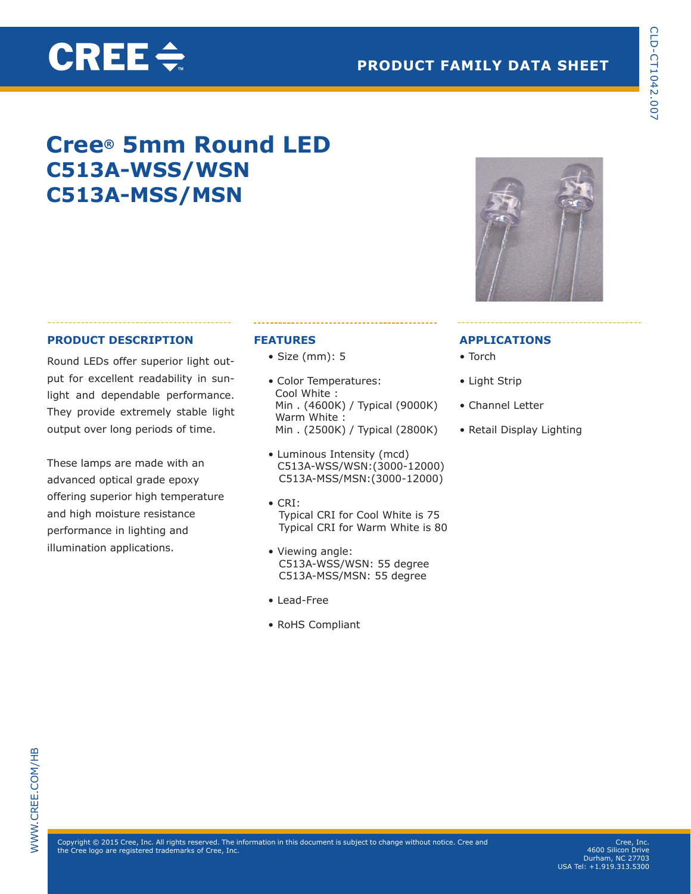# Cree® 5mm Round LED C513A-WSS/WSN C513A-MSS/MSN

PRODUCT FAMILY DATA SHEET

CLD-CT1042.007

## PRODUCT DESCRIPTION

Round LEDs offer superior light output for excellent readability in sunlight and dependable performance. They provide extremely stable light output over long periods of time.

These lamps are made with an advanced optical grade epoxy offering superior high temperature and high moisture resistance performance in lighting and illumination applications.

## FEATURES

- Size (mm): 5
- Color Temperatures:
  Cool White :
  Min . (4600K) / Typical (9000K)
  Warm White :
  Min . (2500K) / Typical (2800K)
- Luminous Intensity (mcd)
  C513A-WSS/WSN:(3000-12000)
  C513A-MSS/MSN:(3000-12000)
- CRI:
  Typical CRI for Cool White is 75
  Typical CRI for Warm White is 80
- Viewing angle:
  C513A-WSS/WSN: 55 degree
  C513A-MSS/MSN: 55 degree
- Lead-Free
- RoHS Compliant

## APPLICATIONS

- Torch
- Light Strip
- Channel Letter
- Retail Display Lighting

Copyright © 2015 Cree, Inc. All rights reserved. The information in this document is subject to change without notice. Cree and the Cree logo are registered trademarks of Cree, Inc.

Cree, Inc.
4600 Silicon Drive
Durham, NC 27703
USA Tel: +1.919.313.5300

WWW.CREE.COM/HB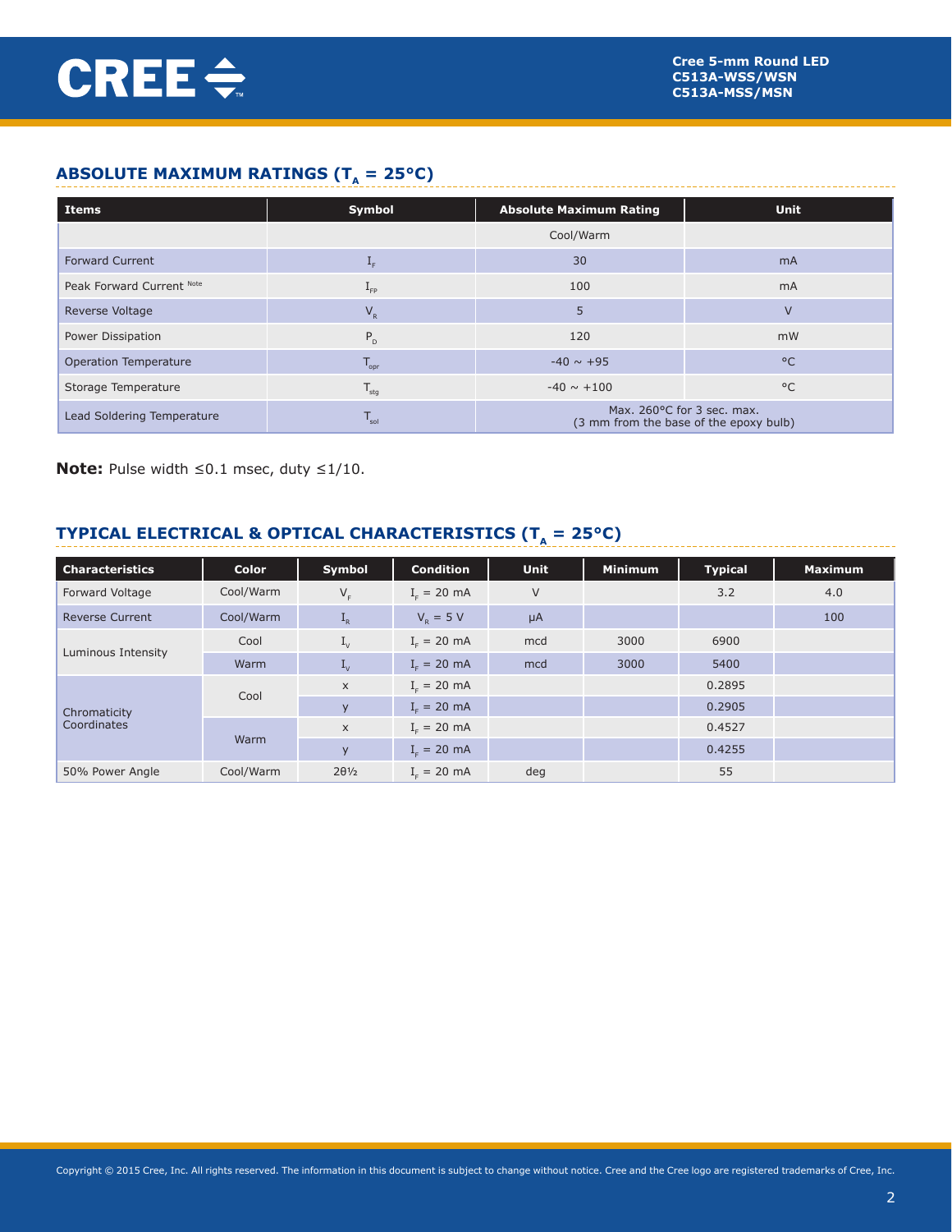## ABSOLUTE MAXIMUM RATINGS ($T_A$ = 25°C)

| Items | Symbol | Absolute Maximum Rating | Unit |
|---|---|---|---|
| | | Cool/Warm | |
| Forward Current | $I_F$ | 30 | mA |
| Peak Forward Current [Note] | $I_{FP}$ | 100 | mA |
| Reverse Voltage | $V_R$ | 5 | V |
| Power Dissipation | $P_D$ | 120 | mW |
| Operation Temperature | $T_{opr}$ | -40 ~ +95 | °C |
| Storage Temperature | $T_{stg}$ | -40 ~ +100 | °C |
| Lead Soldering Temperature | $T_{sol}$ | Max. 260°C for 3 sec. max. (3 mm from the base of the epoxy bulb) | |

**Note:** Pulse width ≤0.1 msec, duty ≤1/10.

## TYPICAL ELECTRICAL & OPTICAL CHARACTERISTICS ($T_A$ = 25°C)

| Characteristics | Color | Symbol | Condition | Unit | Minimum | Typical | Maximum |
|---|---|---|---|---|---|---|---|
| Forward Voltage | Cool/Warm | $V_F$ | $I_F$ = 20 mA | V | | 3.2 | 4.0 |
| Reverse Current | Cool/Warm | $I_R$ | $V_R$ = 5 V | µA | | | 100 |
| Luminous Intensity | Cool | $I_V$ | $I_F$ = 20 mA | mcd | 3000 | 6900 | |
| | Warm | $I_V$ | $I_F$ = 20 mA | mcd | 3000 | 5400 | |
| Chromaticity Coordinates | Cool | x | $I_F$ = 20 mA | | | 0.2895 | |
| | | y | $I_F$ = 20 mA | | | 0.2905 | |
| | Warm | x | $I_F$ = 20 mA | | | 0.4527 | |
| | | y | $I_F$ = 20 mA | | | 0.4255 | |
| 50% Power Angle | Cool/Warm | $2\theta_{1/2}$ | $I_F$ = 20 mA | deg | | 55 | |

Copyright © 2015 Cree, Inc. All rights reserved. The information in this document is subject to change without notice. Cree and the Cree logo are registered trademarks of Cree, Inc.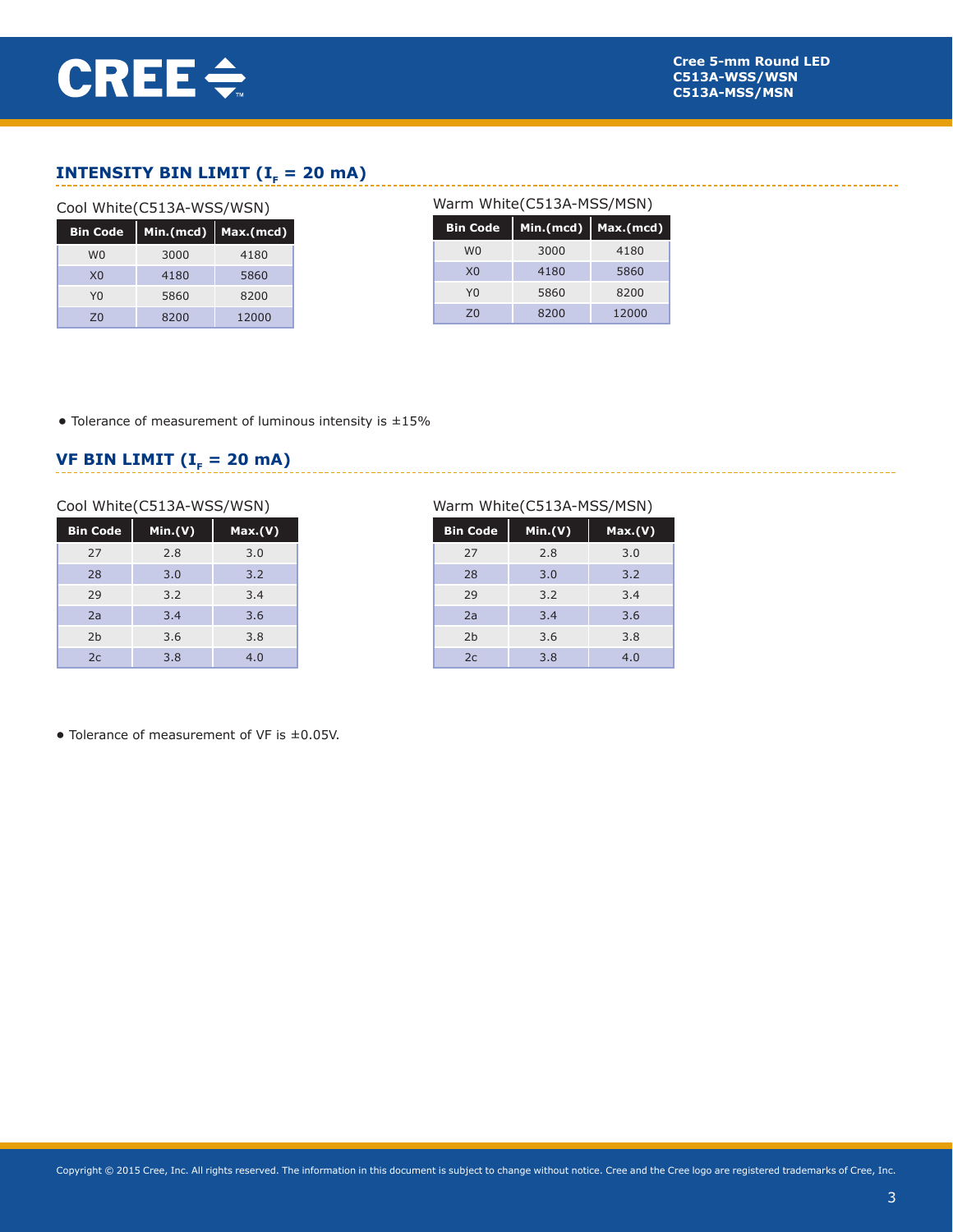## INTENSITY BIN LIMIT ($I_F$ = 20 mA)

Cool White(C513A-WSS/WSN)

| Bin Code | Min.(mcd) | Max.(mcd) |
|---|---|---|
| W0 | 3000 | 4180 |
| X0 | 4180 | 5860 |
| Y0 | 5860 | 8200 |
| Z0 | 8200 | 12000 |

Warm White(C513A-MSS/MSN)

| Bin Code | Min.(mcd) | Max.(mcd) |
|---|---|---|
| W0 | 3000 | 4180 |
| X0 | 4180 | 5860 |
| Y0 | 5860 | 8200 |
| Z0 | 8200 | 12000 |

- Tolerance of measurement of luminous intensity is ±15%

## VF BIN LIMIT ($I_F$ = 20 mA)

Cool White(C513A-WSS/WSN)

| Bin Code | Min.(V) | Max.(V) |
|---|---|---|
| 27 | 2.8 | 3.0 |
| 28 | 3.0 | 3.2 |
| 29 | 3.2 | 3.4 |
| 2a | 3.4 | 3.6 |
| 2b | 3.6 | 3.8 |
| 2c | 3.8 | 4.0 |

Warm White(C513A-MSS/MSN)

| Bin Code | Min.(V) | Max.(V) |
|---|---|---|
| 27 | 2.8 | 3.0 |
| 28 | 3.0 | 3.2 |
| 29 | 3.2 | 3.4 |
| 2a | 3.4 | 3.6 |
| 2b | 3.6 | 3.8 |
| 2c | 3.8 | 4.0 |

- Tolerance of measurement of VF is ±0.05V.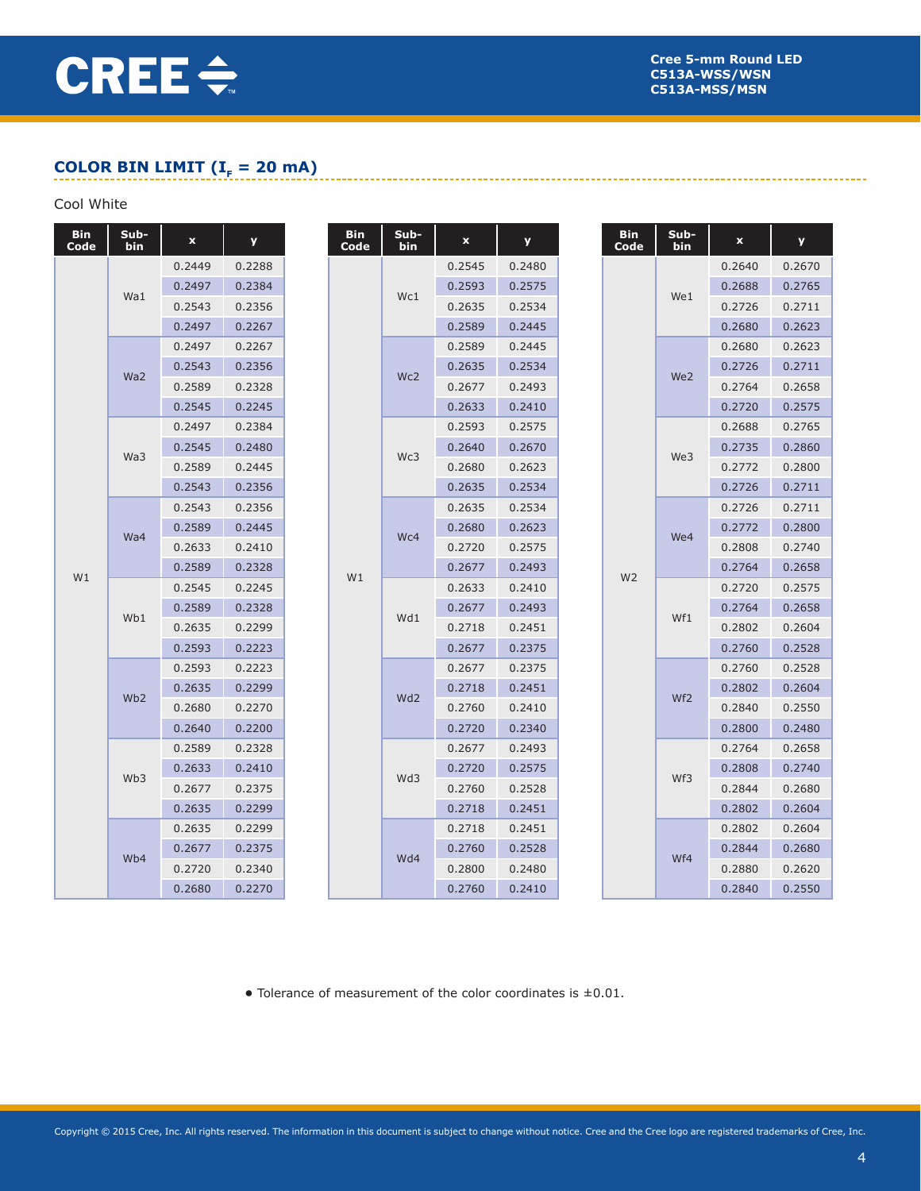## COLOR BIN LIMIT ($I_F$ = 20 mA)

Cool White

| Bin Code | Sub-bin | x | y |
|---|---|---|---|
| W1 | Wa1 | 0.2449 | 0.2288 |
| | | 0.2497 | 0.2384 |
| | | 0.2543 | 0.2356 |
| | | 0.2497 | 0.2267 |
| | Wa2 | 0.2497 | 0.2267 |
| | | 0.2543 | 0.2356 |
| | | 0.2589 | 0.2328 |
| | | 0.2545 | 0.2245 |
| | Wa3 | 0.2497 | 0.2384 |
| | | 0.2545 | 0.2480 |
| | | 0.2589 | 0.2445 |
| | | 0.2543 | 0.2356 |
| | Wa4 | 0.2543 | 0.2356 |
| | | 0.2589 | 0.2445 |
| | | 0.2633 | 0.2410 |
| | | 0.2589 | 0.2328 |
| | Wb1 | 0.2545 | 0.2245 |
| | | 0.2589 | 0.2328 |
| | | 0.2635 | 0.2299 |
| | | 0.2593 | 0.2223 |
| | Wb2 | 0.2593 | 0.2223 |
| | | 0.2635 | 0.2299 |
| | | 0.2680 | 0.2270 |
| | | 0.2640 | 0.2200 |
| | Wb3 | 0.2589 | 0.2328 |
| | | 0.2633 | 0.2410 |
| | | 0.2677 | 0.2375 |
| | | 0.2635 | 0.2299 |
| | Wb4 | 0.2635 | 0.2299 |
| | | 0.2677 | 0.2375 |
| | | 0.2720 | 0.2340 |
| | | 0.2680 | 0.2270 |

| Bin Code | Sub-bin | x | y |
|---|---|---|---|
| W1 | Wc1 | 0.2545 | 0.2480 |
| | | 0.2593 | 0.2575 |
| | | 0.2635 | 0.2534 |
| | | 0.2589 | 0.2445 |
| | Wc2 | 0.2589 | 0.2445 |
| | | 0.2635 | 0.2534 |
| | | 0.2677 | 0.2493 |
| | | 0.2633 | 0.2410 |
| | Wc3 | 0.2593 | 0.2575 |
| | | 0.2640 | 0.2670 |
| | | 0.2680 | 0.2623 |
| | | 0.2635 | 0.2534 |
| | Wc4 | 0.2635 | 0.2534 |
| | | 0.2680 | 0.2623 |
| | | 0.2720 | 0.2575 |
| | | 0.2677 | 0.2493 |
| | Wd1 | 0.2633 | 0.2410 |
| | | 0.2677 | 0.2493 |
| | | 0.2718 | 0.2451 |
| | | 0.2677 | 0.2375 |
| | Wd2 | 0.2677 | 0.2375 |
| | | 0.2718 | 0.2451 |
| | | 0.2760 | 0.2410 |
| | | 0.2720 | 0.2340 |
| | Wd3 | 0.2677 | 0.2493 |
| | | 0.2720 | 0.2575 |
| | | 0.2760 | 0.2528 |
| | | 0.2718 | 0.2451 |
| | Wd4 | 0.2718 | 0.2451 |
| | | 0.2760 | 0.2528 |
| | | 0.2800 | 0.2480 |
| | | 0.2760 | 0.2410 |

| Bin Code | Sub-bin | x | y |
|---|---|---|---|
| W2 | We1 | 0.2640 | 0.2670 |
| | | 0.2688 | 0.2765 |
| | | 0.2726 | 0.2711 |
| | | 0.2680 | 0.2623 |
| | We2 | 0.2680 | 0.2623 |
| | | 0.2726 | 0.2711 |
| | | 0.2764 | 0.2658 |
| | | 0.2720 | 0.2575 |
| | We3 | 0.2688 | 0.2765 |
| | | 0.2735 | 0.2860 |
| | | 0.2772 | 0.2800 |
| | | 0.2726 | 0.2711 |
| | We4 | 0.2726 | 0.2711 |
| | | 0.2772 | 0.2800 |
| | | 0.2808 | 0.2740 |
| | | 0.2764 | 0.2658 |
| | Wf1 | 0.2720 | 0.2575 |
| | | 0.2764 | 0.2658 |
| | | 0.2802 | 0.2604 |
| | | 0.2760 | 0.2528 |
| | Wf2 | 0.2760 | 0.2528 |
| | | 0.2802 | 0.2604 |
| | | 0.2840 | 0.2550 |
| | | 0.2800 | 0.2480 |
| | Wf3 | 0.2764 | 0.2658 |
| | | 0.2808 | 0.2740 |
| | | 0.2844 | 0.2680 |
| | | 0.2802 | 0.2604 |
| | Wf4 | 0.2802 | 0.2604 |
| | | 0.2844 | 0.2680 |
| | | 0.2880 | 0.2620 |
| | | 0.2840 | 0.2550 |

- Tolerance of measurement of the color coordinates is ±0.01.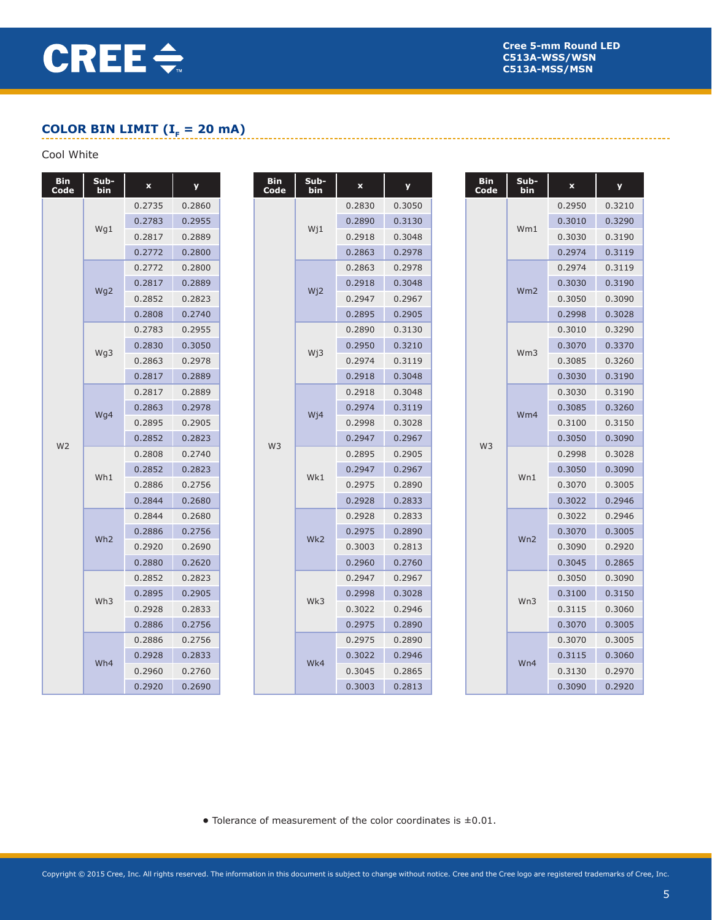## COLOR BIN LIMIT ($I_F$ = 20 mA)

Cool White

| Bin Code | Sub-bin | x | y |
|---|---|---|---|
| W2 | Wg1 | 0.2735 | 0.2860 |
| | | 0.2783 | 0.2955 |
| | | 0.2817 | 0.2889 |
| | | 0.2772 | 0.2800 |
| | Wg2 | 0.2772 | 0.2800 |
| | | 0.2817 | 0.2889 |
| | | 0.2852 | 0.2823 |
| | | 0.2808 | 0.2740 |
| | Wg3 | 0.2783 | 0.2955 |
| | | 0.2830 | 0.3050 |
| | | 0.2863 | 0.2978 |
| | | 0.2817 | 0.2889 |
| | Wg4 | 0.2817 | 0.2889 |
| | | 0.2863 | 0.2978 |
| | | 0.2895 | 0.2905 |
| | | 0.2852 | 0.2823 |
| | Wh1 | 0.2808 | 0.2740 |
| | | 0.2852 | 0.2823 |
| | | 0.2886 | 0.2756 |
| | | 0.2844 | 0.2680 |
| | Wh2 | 0.2844 | 0.2680 |
| | | 0.2886 | 0.2756 |
| | | 0.2920 | 0.2690 |
| | | 0.2880 | 0.2620 |
| | Wh3 | 0.2852 | 0.2823 |
| | | 0.2895 | 0.2905 |
| | | 0.2928 | 0.2833 |
| | | 0.2886 | 0.2756 |
| | Wh4 | 0.2886 | 0.2756 |
| | | 0.2928 | 0.2833 |
| | | 0.2960 | 0.2760 |
| | | 0.2920 | 0.2690 |

| Bin Code | Sub-bin | x | y |
|---|---|---|---|
| W3 | Wj1 | 0.2830 | 0.3050 |
| | | 0.2890 | 0.3130 |
| | | 0.2918 | 0.3048 |
| | | 0.2863 | 0.2978 |
| | Wj2 | 0.2863 | 0.2978 |
| | | 0.2918 | 0.3048 |
| | | 0.2947 | 0.2967 |
| | | 0.2895 | 0.2905 |
| | Wj3 | 0.2890 | 0.3130 |
| | | 0.2950 | 0.3210 |
| | | 0.2974 | 0.3119 |
| | | 0.2918 | 0.3048 |
| | Wj4 | 0.2918 | 0.3048 |
| | | 0.2974 | 0.3119 |
| | | 0.2998 | 0.3028 |
| | | 0.2947 | 0.2967 |
| | Wk1 | 0.2895 | 0.2905 |
| | | 0.2947 | 0.2967 |
| | | 0.2975 | 0.2890 |
| | | 0.2928 | 0.2833 |
| | Wk2 | 0.2928 | 0.2833 |
| | | 0.2975 | 0.2890 |
| | | 0.3003 | 0.2813 |
| | | 0.2960 | 0.2760 |
| | Wk3 | 0.2947 | 0.2967 |
| | | 0.2998 | 0.3028 |
| | | 0.3022 | 0.2946 |
| | | 0.2975 | 0.2890 |
| | Wk4 | 0.2975 | 0.2890 |
| | | 0.3022 | 0.2946 |
| | | 0.3045 | 0.2865 |
| | | 0.3003 | 0.2813 |

| Bin Code | Sub-bin | x | y |
|---|---|---|---|
| W3 | Wm1 | 0.2950 | 0.3210 |
| | | 0.3010 | 0.3290 |
| | | 0.3030 | 0.3190 |
| | | 0.2974 | 0.3119 |
| | Wm2 | 0.2974 | 0.3119 |
| | | 0.3030 | 0.3190 |
| | | 0.3050 | 0.3090 |
| | | 0.2998 | 0.3028 |
| | Wm3 | 0.3010 | 0.3290 |
| | | 0.3070 | 0.3370 |
| | | 0.3085 | 0.3260 |
| | | 0.3030 | 0.3190 |
| | Wm4 | 0.3030 | 0.3190 |
| | | 0.3085 | 0.3260 |
| | | 0.3100 | 0.3150 |
| | | 0.3050 | 0.3090 |
| | Wn1 | 0.2998 | 0.3028 |
| | | 0.3050 | 0.3090 |
| | | 0.3070 | 0.3005 |
| | | 0.3022 | 0.2946 |
| | Wn2 | 0.3022 | 0.2946 |
| | | 0.3070 | 0.3005 |
| | | 0.3090 | 0.2920 |
| | | 0.3045 | 0.2865 |
| | Wn3 | 0.3050 | 0.3090 |
| | | 0.3100 | 0.3150 |
| | | 0.3115 | 0.3060 |
| | | 0.3070 | 0.3005 |
| | Wn4 | 0.3070 | 0.3005 |
| | | 0.3115 | 0.3060 |
| | | 0.3130 | 0.2970 |
| | | 0.3090 | 0.2920 |

- Tolerance of measurement of the color coordinates is ±0.01.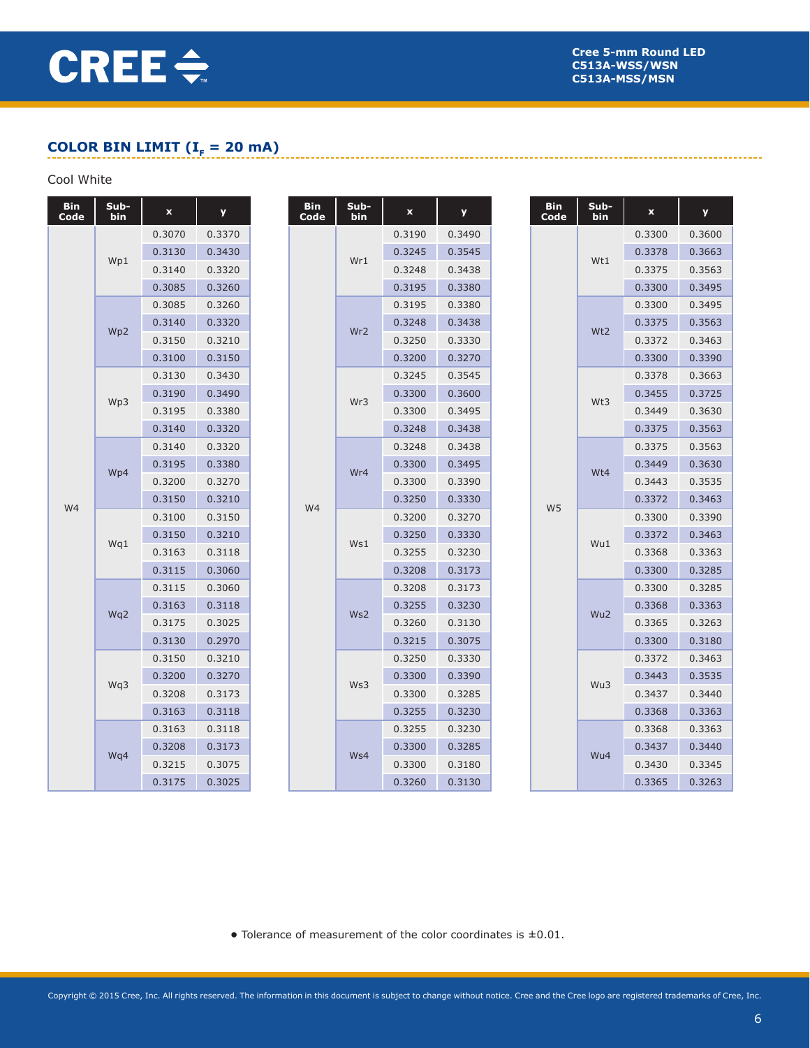## COLOR BIN LIMIT ($I_F$ = 20 mA)

Cool White

| Bin Code | Sub-bin | x | y |
|---|---|---|---|
| W4 | Wp1 | 0.3070 | 0.3370 |
| | | 0.3130 | 0.3430 |
| | | 0.3140 | 0.3320 |
| | | 0.3085 | 0.3260 |
| | Wp2 | 0.3085 | 0.3260 |
| | | 0.3140 | 0.3320 |
| | | 0.3150 | 0.3210 |
| | | 0.3100 | 0.3150 |
| | Wp3 | 0.3130 | 0.3430 |
| | | 0.3190 | 0.3490 |
| | | 0.3195 | 0.3380 |
| | | 0.3140 | 0.3320 |
| | Wp4 | 0.3140 | 0.3320 |
| | | 0.3195 | 0.3380 |
| | | 0.3200 | 0.3270 |
| | | 0.3150 | 0.3210 |
| | Wq1 | 0.3100 | 0.3150 |
| | | 0.3150 | 0.3210 |
| | | 0.3163 | 0.3118 |
| | | 0.3115 | 0.3060 |
| | Wq2 | 0.3115 | 0.3060 |
| | | 0.3163 | 0.3118 |
| | | 0.3175 | 0.3025 |
| | | 0.3130 | 0.2970 |
| | Wq3 | 0.3150 | 0.3210 |
| | | 0.3200 | 0.3270 |
| | | 0.3208 | 0.3173 |
| | | 0.3163 | 0.3118 |
| | Wq4 | 0.3163 | 0.3118 |
| | | 0.3208 | 0.3173 |
| | | 0.3215 | 0.3075 |
| | | 0.3175 | 0.3025 |

| Bin Code | Sub-bin | x | y |
|---|---|---|---|
| W4 | Wr1 | 0.3190 | 0.3490 |
| | | 0.3245 | 0.3545 |
| | | 0.3248 | 0.3438 |
| | | 0.3195 | 0.3380 |
| | Wr2 | 0.3195 | 0.3380 |
| | | 0.3248 | 0.3438 |
| | | 0.3250 | 0.3330 |
| | | 0.3200 | 0.3270 |
| | Wr3 | 0.3245 | 0.3545 |
| | | 0.3300 | 0.3600 |
| | | 0.3300 | 0.3495 |
| | | 0.3248 | 0.3438 |
| | Wr4 | 0.3248 | 0.3438 |
| | | 0.3300 | 0.3495 |
| | | 0.3300 | 0.3390 |
| | | 0.3250 | 0.3330 |
| | Ws1 | 0.3200 | 0.3270 |
| | | 0.3250 | 0.3330 |
| | | 0.3255 | 0.3230 |
| | | 0.3208 | 0.3173 |
| | Ws2 | 0.3208 | 0.3173 |
| | | 0.3255 | 0.3230 |
| | | 0.3260 | 0.3130 |
| | | 0.3215 | 0.3075 |
| | Ws3 | 0.3250 | 0.3330 |
| | | 0.3300 | 0.3390 |
| | | 0.3300 | 0.3285 |
| | | 0.3255 | 0.3230 |
| | Ws4 | 0.3255 | 0.3230 |
| | | 0.3300 | 0.3285 |
| | | 0.3300 | 0.3180 |
| | | 0.3260 | 0.3130 |

| Bin Code | Sub-bin | x | y |
|---|---|---|---|
| W5 | Wt1 | 0.3300 | 0.3600 |
| | | 0.3378 | 0.3663 |
| | | 0.3375 | 0.3563 |
| | | 0.3300 | 0.3495 |
| | Wt2 | 0.3300 | 0.3495 |
| | | 0.3375 | 0.3563 |
| | | 0.3372 | 0.3463 |
| | | 0.3300 | 0.3390 |
| | Wt3 | 0.3378 | 0.3663 |
| | | 0.3455 | 0.3725 |
| | | 0.3449 | 0.3630 |
| | | 0.3375 | 0.3563 |
| | Wt4 | 0.3375 | 0.3563 |
| | | 0.3449 | 0.3630 |
| | | 0.3443 | 0.3535 |
| | | 0.3372 | 0.3463 |
| | Wu1 | 0.3300 | 0.3390 |
| | | 0.3372 | 0.3463 |
| | | 0.3368 | 0.3363 |
| | | 0.3300 | 0.3285 |
| | Wu2 | 0.3300 | 0.3285 |
| | | 0.3368 | 0.3363 |
| | | 0.3365 | 0.3263 |
| | | 0.3300 | 0.3180 |
| | Wu3 | 0.3372 | 0.3463 |
| | | 0.3443 | 0.3535 |
| | | 0.3437 | 0.3440 |
| | | 0.3368 | 0.3363 |
| | Wu4 | 0.3368 | 0.3363 |
| | | 0.3437 | 0.3440 |
| | | 0.3430 | 0.3345 |
| | | 0.3365 | 0.3263 |

- Tolerance of measurement of the color coordinates is ±0.01.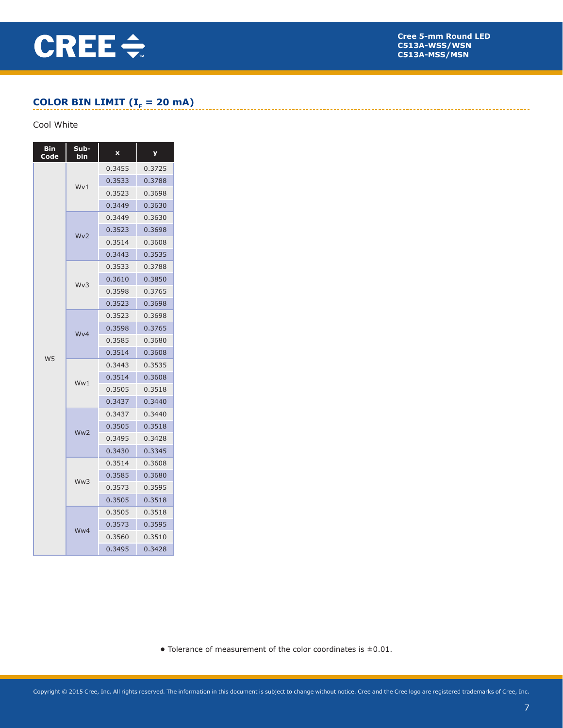## COLOR BIN LIMIT ($I_F$ = 20 mA)

Cool White

| Bin Code | Sub-bin | x | y |
|---|---|---|---|
| W5 | Wv1 | 0.3455 | 0.3725 |
| | | 0.3533 | 0.3788 |
| | | 0.3523 | 0.3698 |
| | | 0.3449 | 0.3630 |
| | Wv2 | 0.3449 | 0.3630 |
| | | 0.3523 | 0.3698 |
| | | 0.3514 | 0.3608 |
| | | 0.3443 | 0.3535 |
| | Wv3 | 0.3533 | 0.3788 |
| | | 0.3610 | 0.3850 |
| | | 0.3598 | 0.3765 |
| | | 0.3523 | 0.3698 |
| | Wv4 | 0.3523 | 0.3698 |
| | | 0.3598 | 0.3765 |
| | | 0.3585 | 0.3680 |
| | | 0.3514 | 0.3608 |
| | Ww1 | 0.3443 | 0.3535 |
| | | 0.3514 | 0.3608 |
| | | 0.3505 | 0.3518 |
| | | 0.3437 | 0.3440 |
| | Ww2 | 0.3437 | 0.3440 |
| | | 0.3505 | 0.3518 |
| | | 0.3495 | 0.3428 |
| | | 0.3430 | 0.3345 |
| | Ww3 | 0.3514 | 0.3608 |
| | | 0.3585 | 0.3680 |
| | | 0.3573 | 0.3595 |
| | | 0.3505 | 0.3518 |
| | Ww4 | 0.3505 | 0.3518 |
| | | 0.3573 | 0.3595 |
| | | 0.3560 | 0.3510 |
| | | 0.3495 | 0.3428 |

- Tolerance of measurement of the color coordinates is ±0.01.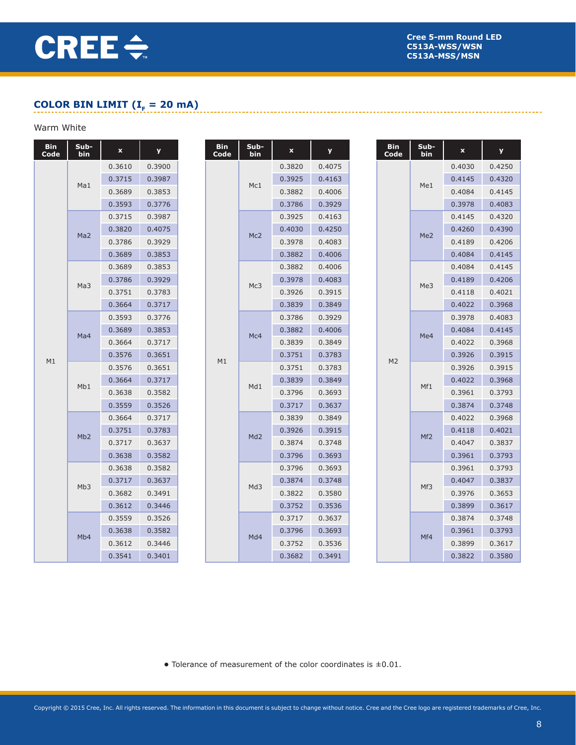## COLOR BIN LIMIT ($I_F$ = 20 mA)

Warm White

| Bin Code | Sub-bin | x | y |
|---|---|---|---|
| M1 | Ma1 | 0.3610 | 0.3900 |
| | | 0.3715 | 0.3987 |
| | | 0.3689 | 0.3853 |
| | | 0.3593 | 0.3776 |
| | Ma2 | 0.3715 | 0.3987 |
| | | 0.3820 | 0.4075 |
| | | 0.3786 | 0.3929 |
| | | 0.3689 | 0.3853 |
| | Ma3 | 0.3689 | 0.3853 |
| | | 0.3786 | 0.3929 |
| | | 0.3751 | 0.3783 |
| | | 0.3664 | 0.3717 |
| | Ma4 | 0.3593 | 0.3776 |
| | | 0.3689 | 0.3853 |
| | | 0.3664 | 0.3717 |
| | | 0.3576 | 0.3651 |
| | Mb1 | 0.3576 | 0.3651 |
| | | 0.3664 | 0.3717 |
| | | 0.3638 | 0.3582 |
| | | 0.3559 | 0.3526 |
| | Mb2 | 0.3664 | 0.3717 |
| | | 0.3751 | 0.3783 |
| | | 0.3717 | 0.3637 |
| | | 0.3638 | 0.3582 |
| | Mb3 | 0.3638 | 0.3582 |
| | | 0.3717 | 0.3637 |
| | | 0.3682 | 0.3491 |
| | | 0.3612 | 0.3446 |
| | Mb4 | 0.3559 | 0.3526 |
| | | 0.3638 | 0.3582 |
| | | 0.3612 | 0.3446 |
| | | 0.3541 | 0.3401 |

| Bin Code | Sub-bin | x | y |
|---|---|---|---|
| M1 | Mc1 | 0.3820 | 0.4075 |
| | | 0.3925 | 0.4163 |
| | | 0.3882 | 0.4006 |
| | | 0.3786 | 0.3929 |
| | Mc2 | 0.3925 | 0.4163 |
| | | 0.4030 | 0.4250 |
| | | 0.3978 | 0.4083 |
| | | 0.3882 | 0.4006 |
| | Mc3 | 0.3882 | 0.4006 |
| | | 0.3978 | 0.4083 |
| | | 0.3926 | 0.3915 |
| | | 0.3839 | 0.3849 |
| | Mc4 | 0.3786 | 0.3929 |
| | | 0.3882 | 0.4006 |
| | | 0.3839 | 0.3849 |
| | | 0.3751 | 0.3783 |
| | Md1 | 0.3751 | 0.3783 |
| | | 0.3839 | 0.3849 |
| | | 0.3796 | 0.3693 |
| | | 0.3717 | 0.3637 |
| | Md2 | 0.3839 | 0.3849 |
| | | 0.3926 | 0.3915 |
| | | 0.3874 | 0.3748 |
| | | 0.3796 | 0.3693 |
| | Md3 | 0.3796 | 0.3693 |
| | | 0.3874 | 0.3748 |
| | | 0.3822 | 0.3580 |
| | | 0.3752 | 0.3536 |
| | Md4 | 0.3717 | 0.3637 |
| | | 0.3796 | 0.3693 |
| | | 0.3752 | 0.3536 |
| | | 0.3682 | 0.3491 |

| Bin Code | Sub-bin | x | y |
|---|---|---|---|
| M2 | Me1 | 0.4030 | 0.4250 |
| | | 0.4145 | 0.4320 |
| | | 0.4084 | 0.4145 |
| | | 0.3978 | 0.4083 |
| | Me2 | 0.4145 | 0.4320 |
| | | 0.4260 | 0.4390 |
| | | 0.4189 | 0.4206 |
| | | 0.4084 | 0.4145 |
| | Me3 | 0.4084 | 0.4145 |
| | | 0.4189 | 0.4206 |
| | | 0.4118 | 0.4021 |
| | | 0.4022 | 0.3968 |
| | Me4 | 0.3978 | 0.4083 |
| | | 0.4084 | 0.4145 |
| | | 0.4022 | 0.3968 |
| | | 0.3926 | 0.3915 |
| | Mf1 | 0.3926 | 0.3915 |
| | | 0.4022 | 0.3968 |
| | | 0.3961 | 0.3793 |
| | | 0.3874 | 0.3748 |
| | Mf2 | 0.4022 | 0.3968 |
| | | 0.4118 | 0.4021 |
| | | 0.4047 | 0.3837 |
| | | 0.3961 | 0.3793 |
| | Mf3 | 0.3961 | 0.3793 |
| | | 0.4047 | 0.3837 |
| | | 0.3976 | 0.3653 |
| | | 0.3899 | 0.3617 |
| | Mf4 | 0.3874 | 0.3748 |
| | | 0.3961 | 0.3793 |
| | | 0.3899 | 0.3617 |
| | | 0.3822 | 0.3580 |

- Tolerance of measurement of the color coordinates is ±0.01.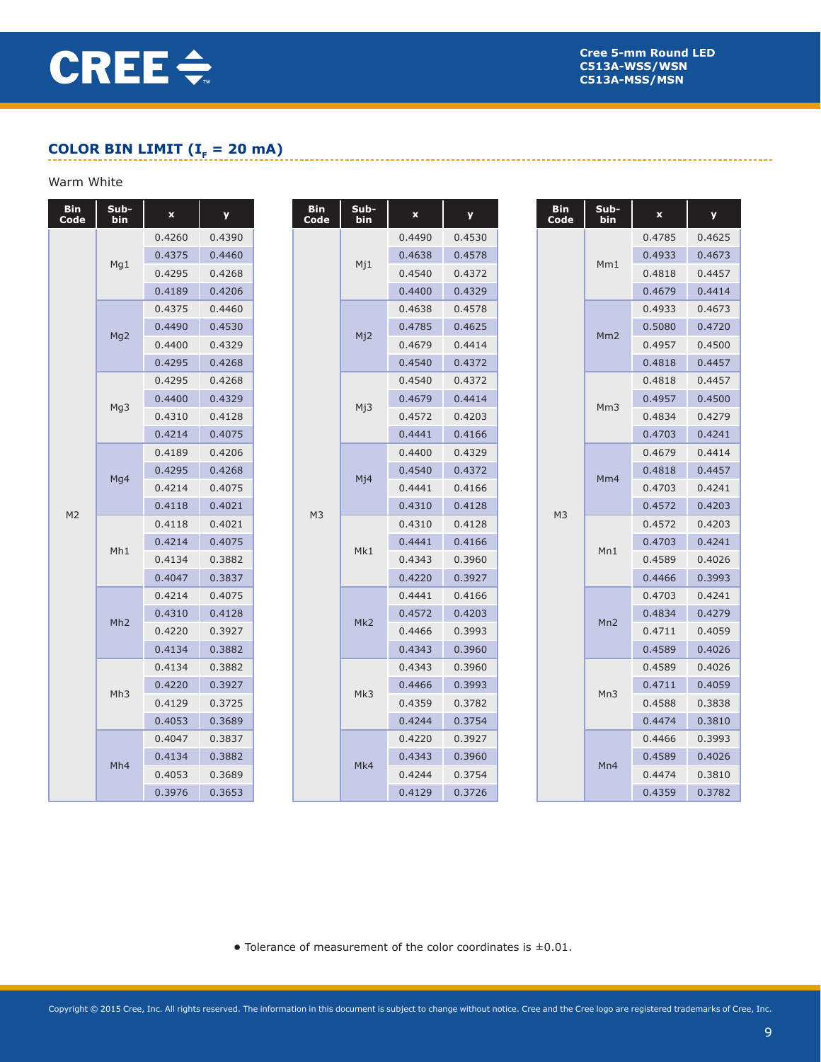## COLOR BIN LIMIT ($I_F$ = 20 mA)

Warm White

| Bin Code | Sub-bin | x | y |
|---|---|---|---|
| M2 | Mg1 | 0.4260 | 0.4390 |
| | | 0.4375 | 0.4460 |
| | | 0.4295 | 0.4268 |
| | | 0.4189 | 0.4206 |
| | Mg2 | 0.4375 | 0.4460 |
| | | 0.4490 | 0.4530 |
| | | 0.4400 | 0.4329 |
| | | 0.4295 | 0.4268 |
| | Mg3 | 0.4295 | 0.4268 |
| | | 0.4400 | 0.4329 |
| | | 0.4310 | 0.4128 |
| | | 0.4214 | 0.4075 |
| | Mg4 | 0.4189 | 0.4206 |
| | | 0.4295 | 0.4268 |
| | | 0.4214 | 0.4075 |
| | | 0.4118 | 0.4021 |
| | Mh1 | 0.4118 | 0.4021 |
| | | 0.4214 | 0.4075 |
| | | 0.4134 | 0.3882 |
| | | 0.4047 | 0.3837 |
| | Mh2 | 0.4214 | 0.4075 |
| | | 0.4310 | 0.4128 |
| | | 0.4220 | 0.3927 |
| | | 0.4134 | 0.3882 |
| | Mh3 | 0.4134 | 0.3882 |
| | | 0.4220 | 0.3927 |
| | | 0.4129 | 0.3725 |
| | | 0.4053 | 0.3689 |
| | Mh4 | 0.4047 | 0.3837 |
| | | 0.4134 | 0.3882 |
| | | 0.4053 | 0.3689 |
| | | 0.3976 | 0.3653 |

| Bin Code | Sub-bin | x | y |
|---|---|---|---|
| M3 | Mj1 | 0.4490 | 0.4530 |
| | | 0.4638 | 0.4578 |
| | | 0.4540 | 0.4372 |
| | | 0.4400 | 0.4329 |
| | Mj2 | 0.4638 | 0.4578 |
| | | 0.4785 | 0.4625 |
| | | 0.4679 | 0.4414 |
| | | 0.4540 | 0.4372 |
| | Mj3 | 0.4540 | 0.4372 |
| | | 0.4679 | 0.4414 |
| | | 0.4572 | 0.4203 |
| | | 0.4441 | 0.4166 |
| | Mj4 | 0.4400 | 0.4329 |
| | | 0.4540 | 0.4372 |
| | | 0.4441 | 0.4166 |
| | | 0.4310 | 0.4128 |
| | Mk1 | 0.4310 | 0.4128 |
| | | 0.4441 | 0.4166 |
| | | 0.4343 | 0.3960 |
| | | 0.4220 | 0.3927 |
| | Mk2 | 0.4441 | 0.4166 |
| | | 0.4572 | 0.4203 |
| | | 0.4466 | 0.3993 |
| | | 0.4343 | 0.3960 |
| | Mk3 | 0.4343 | 0.3960 |
| | | 0.4466 | 0.3993 |
| | | 0.4359 | 0.3782 |
| | | 0.4244 | 0.3754 |
| | Mk4 | 0.4220 | 0.3927 |
| | | 0.4343 | 0.3960 |
| | | 0.4244 | 0.3754 |
| | | 0.4129 | 0.3726 |

| Bin Code | Sub-bin | x | y |
|---|---|---|---|
| M3 | Mm1 | 0.4785 | 0.4625 |
| | | 0.4933 | 0.4673 |
| | | 0.4818 | 0.4457 |
| | | 0.4679 | 0.4414 |
| | Mm2 | 0.4933 | 0.4673 |
| | | 0.5080 | 0.4720 |
| | | 0.4957 | 0.4500 |
| | | 0.4818 | 0.4457 |
| | Mm3 | 0.4818 | 0.4457 |
| | | 0.4957 | 0.4500 |
| | | 0.4834 | 0.4279 |
| | | 0.4703 | 0.4241 |
| | Mm4 | 0.4679 | 0.4414 |
| | | 0.4818 | 0.4457 |
| | | 0.4703 | 0.4241 |
| | | 0.4572 | 0.4203 |
| | Mn1 | 0.4572 | 0.4203 |
| | | 0.4703 | 0.4241 |
| | | 0.4589 | 0.4026 |
| | | 0.4466 | 0.3993 |
| | Mn2 | 0.4703 | 0.4241 |
| | | 0.4834 | 0.4279 |
| | | 0.4711 | 0.4059 |
| | | 0.4589 | 0.4026 |
| | Mn3 | 0.4589 | 0.4026 |
| | | 0.4711 | 0.4059 |
| | | 0.4588 | 0.3838 |
| | | 0.4474 | 0.3810 |
| | Mn4 | 0.4466 | 0.3993 |
| | | 0.4589 | 0.4026 |
| | | 0.4474 | 0.3810 |
| | | 0.4359 | 0.3782 |

- Tolerance of measurement of the color coordinates is ±0.01.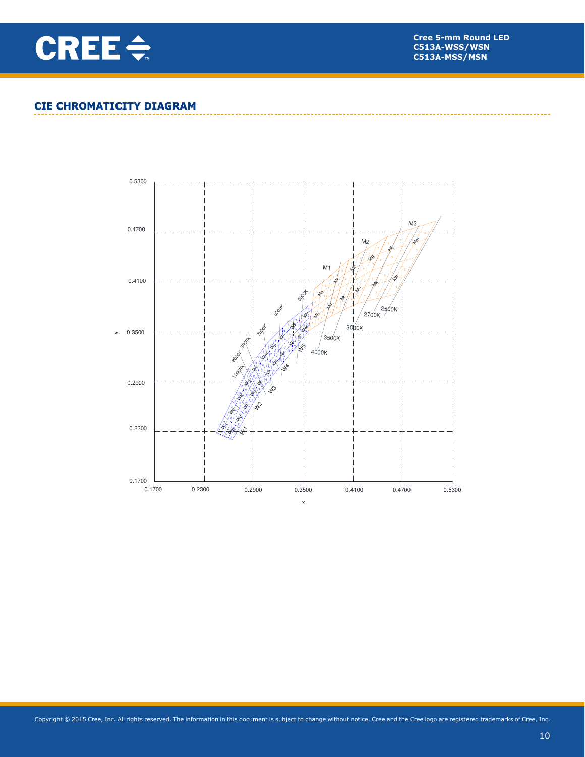## CIE CHROMATICITY DIAGRAM

0.5300

0.4700

0.4100

y 0.3500

0.2900

0.2300

0.1700

0.1700 0.2300 0.2900 0.3500 0.4100 0.4700 0.5300

x

M3 M2 M1 Mm Mj Mg Me Mc Ma Mn Mk Mh Mf Md Mb 2500K 2700K 3000K 3500K 4000K 5000K 6000K 7000K 8000K 9000K 10000K W1 W2 W3 W4 W5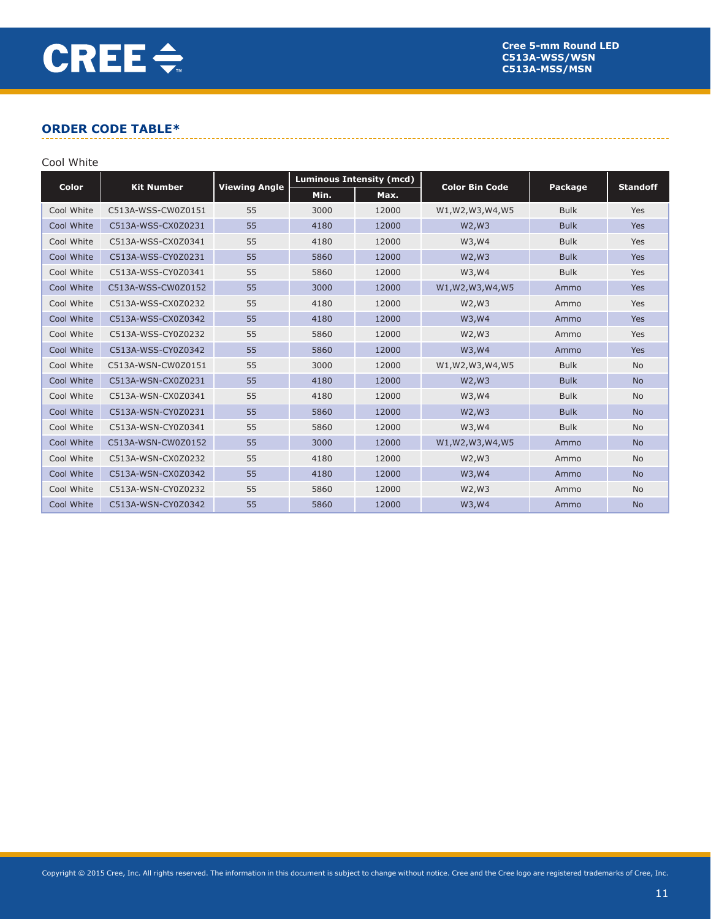## ORDER CODE TABLE*

Cool White

| Color | Kit Number | Viewing Angle | Luminous Intensity (mcd) | | Color Bin Code | Package | Standoff |
|---|---|---|---|---|---|---|---|
| | | | Min. | Max. | | | |
| Cool White | C513A-WSS-CW0Z0151 | 55 | 3000 | 12000 | W1,W2,W3,W4,W5 | Bulk | Yes |
| Cool White | C513A-WSS-CX0Z0231 | 55 | 4180 | 12000 | W2,W3 | Bulk | Yes |
| Cool White | C513A-WSS-CX0Z0341 | 55 | 4180 | 12000 | W3,W4 | Bulk | Yes |
| Cool White | C513A-WSS-CY0Z0231 | 55 | 5860 | 12000 | W2,W3 | Bulk | Yes |
| Cool White | C513A-WSS-CY0Z0341 | 55 | 5860 | 12000 | W3,W4 | Bulk | Yes |
| Cool White | C513A-WSS-CW0Z0152 | 55 | 3000 | 12000 | W1,W2,W3,W4,W5 | Ammo | Yes |
| Cool White | C513A-WSS-CX0Z0232 | 55 | 4180 | 12000 | W2,W3 | Ammo | Yes |
| Cool White | C513A-WSS-CX0Z0342 | 55 | 4180 | 12000 | W3,W4 | Ammo | Yes |
| Cool White | C513A-WSS-CY0Z0232 | 55 | 5860 | 12000 | W2,W3 | Ammo | Yes |
| Cool White | C513A-WSS-CY0Z0342 | 55 | 5860 | 12000 | W3,W4 | Ammo | Yes |
| Cool White | C513A-WSN-CW0Z0151 | 55 | 3000 | 12000 | W1,W2,W3,W4,W5 | Bulk | No |
| Cool White | C513A-WSN-CX0Z0231 | 55 | 4180 | 12000 | W2,W3 | Bulk | No |
| Cool White | C513A-WSN-CX0Z0341 | 55 | 4180 | 12000 | W3,W4 | Bulk | No |
| Cool White | C513A-WSN-CY0Z0231 | 55 | 5860 | 12000 | W2,W3 | Bulk | No |
| Cool White | C513A-WSN-CY0Z0341 | 55 | 5860 | 12000 | W3,W4 | Bulk | No |
| Cool White | C513A-WSN-CW0Z0152 | 55 | 3000 | 12000 | W1,W2,W3,W4,W5 | Ammo | No |
| Cool White | C513A-WSN-CX0Z0232 | 55 | 4180 | 12000 | W2,W3 | Ammo | No |
| Cool White | C513A-WSN-CX0Z0342 | 55 | 4180 | 12000 | W3,W4 | Ammo | No |
| Cool White | C513A-WSN-CY0Z0232 | 55 | 5860 | 12000 | W2,W3 | Ammo | No |
| Cool White | C513A-WSN-CY0Z0342 | 55 | 5860 | 12000 | W3,W4 | Ammo | No |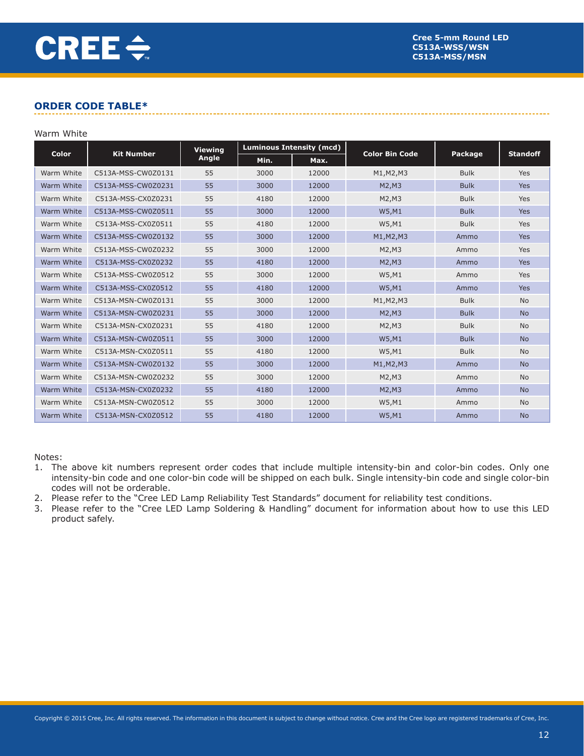## ORDER CODE TABLE*

Warm White

| Color | Kit Number | Viewing Angle | Luminous Intensity (mcd) | | Color Bin Code | Package | Standoff |
|---|---|---|---|---|---|---|---|
| | | | Min. | Max. | | | |
| Warm White | C513A-MSS-CW0Z0131 | 55 | 3000 | 12000 | M1,M2,M3 | Bulk | Yes |
| Warm White | C513A-MSS-CW0Z0231 | 55 | 3000 | 12000 | M2,M3 | Bulk | Yes |
| Warm White | C513A-MSS-CX0Z0231 | 55 | 4180 | 12000 | M2,M3 | Bulk | Yes |
| Warm White | C513A-MSS-CW0Z0511 | 55 | 3000 | 12000 | W5,M1 | Bulk | Yes |
| Warm White | C513A-MSS-CX0Z0511 | 55 | 4180 | 12000 | W5,M1 | Bulk | Yes |
| Warm White | C513A-MSS-CW0Z0132 | 55 | 3000 | 12000 | M1,M2,M3 | Ammo | Yes |
| Warm White | C513A-MSS-CW0Z0232 | 55 | 3000 | 12000 | M2,M3 | Ammo | Yes |
| Warm White | C513A-MSS-CX0Z0232 | 55 | 4180 | 12000 | M2,M3 | Ammo | Yes |
| Warm White | C513A-MSS-CW0Z0512 | 55 | 3000 | 12000 | W5,M1 | Ammo | Yes |
| Warm White | C513A-MSS-CX0Z0512 | 55 | 4180 | 12000 | W5,M1 | Ammo | Yes |
| Warm White | C513A-MSN-CW0Z0131 | 55 | 3000 | 12000 | M1,M2,M3 | Bulk | No |
| Warm White | C513A-MSN-CW0Z0231 | 55 | 3000 | 12000 | M2,M3 | Bulk | No |
| Warm White | C513A-MSN-CX0Z0231 | 55 | 4180 | 12000 | M2,M3 | Bulk | No |
| Warm White | C513A-MSN-CW0Z0511 | 55 | 3000 | 12000 | W5,M1 | Bulk | No |
| Warm White | C513A-MSN-CX0Z0511 | 55 | 4180 | 12000 | W5,M1 | Bulk | No |
| Warm White | C513A-MSN-CW0Z0132 | 55 | 3000 | 12000 | M1,M2,M3 | Ammo | No |
| Warm White | C513A-MSN-CW0Z0232 | 55 | 3000 | 12000 | M2,M3 | Ammo | No |
| Warm White | C513A-MSN-CX0Z0232 | 55 | 4180 | 12000 | M2,M3 | Ammo | No |
| Warm White | C513A-MSN-CW0Z0512 | 55 | 3000 | 12000 | W5,M1 | Ammo | No |
| Warm White | C513A-MSN-CX0Z0512 | 55 | 4180 | 12000 | W5,M1 | Ammo | No |

Notes:

1. The above kit numbers represent order codes that include multiple intensity-bin and color-bin codes. Only one intensity-bin code and one color-bin code will be shipped on each bulk. Single intensity-bin code and single color-bin codes will not be orderable.
2. Please refer to the "Cree LED Lamp Reliability Test Standards" document for reliability test conditions.
3. Please refer to the "Cree LED Lamp Soldering & Handling" document for information about how to use this LED product safely.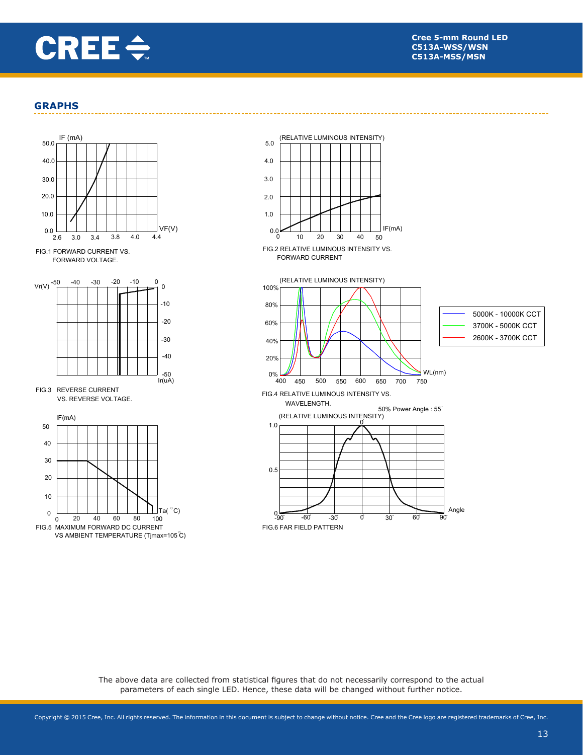## GRAPHS

FIG.1 FORWARD CURRENT VS. FORWARD VOLTAGE.

FIG.2 RELATIVE LUMINOUS INTENSITY VS. FORWARD CURRENT

FIG.3 REVERSE CURRENT VS. REVERSE VOLTAGE.

FIG.4 RELATIVE LUMINOUS INTENSITY VS. WAVELENGTH.

FIG.5 MAXIMUM FORWARD DC CURRENT VS AMBIENT TEMPERATURE (Tjmax=105°C)

FIG.6 FAR FIELD PATTERN

The above data are collected from statistical figures that do not necessarily correspond to the actual parameters of each single LED. Hence, these data will be changed without further notice.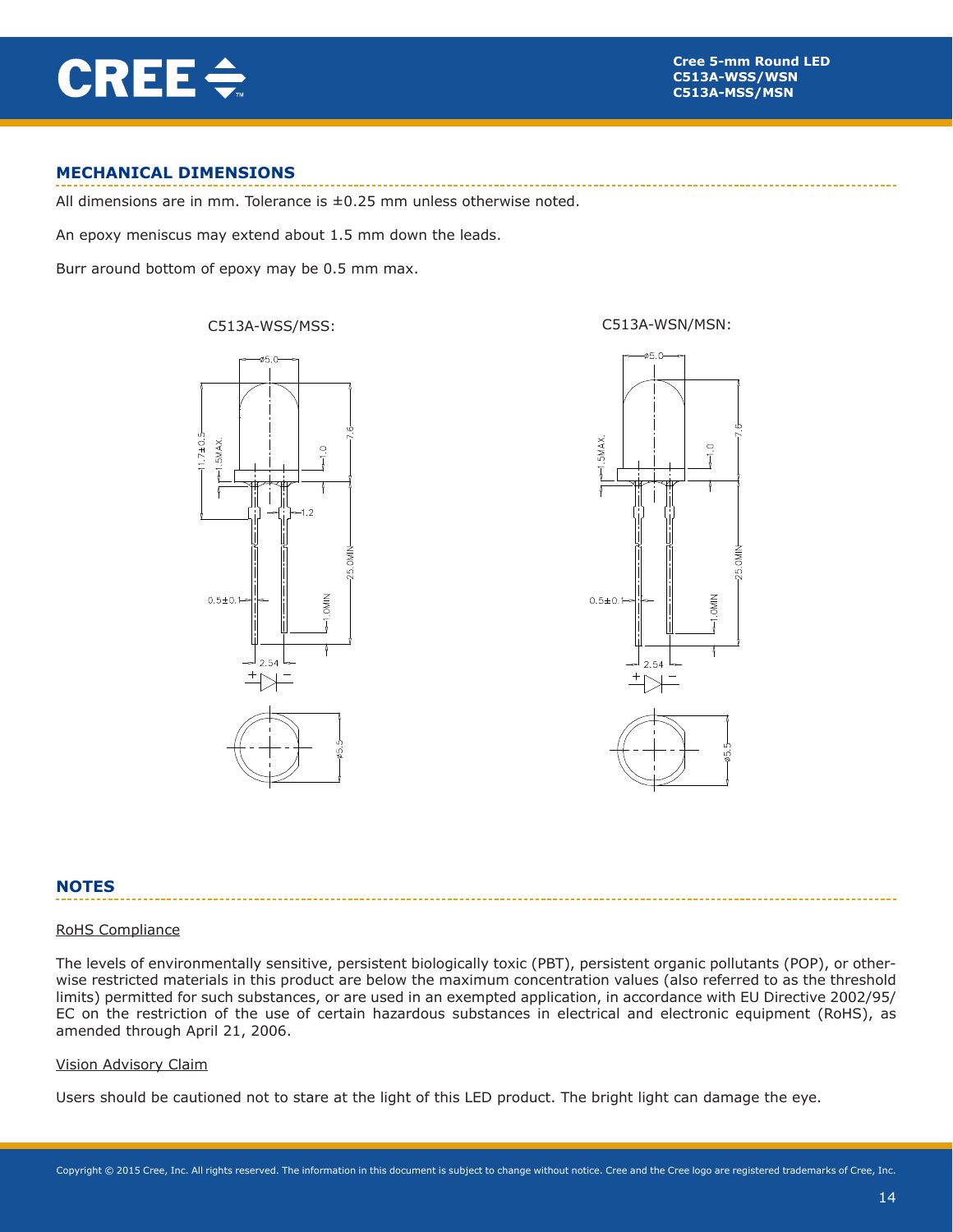## MECHANICAL DIMENSIONS

All dimensions are in mm. Tolerance is ±0.25 mm unless otherwise noted.

An epoxy meniscus may extend about 1.5 mm down the leads.

Burr around bottom of epoxy may be 0.5 mm max.

C513A-WSS/MSS:

C513A-WSN/MSN:

## NOTES

RoHS Compliance

The levels of environmentally sensitive, persistent biologically toxic (PBT), persistent organic pollutants (POP), or otherwise restricted materials in this product are below the maximum concentration values (also referred to as the threshold limits) permitted for such substances, or are used in an exempted application, in accordance with EU Directive 2002/95/EC on the restriction of the use of certain hazardous substances in electrical and electronic equipment (RoHS), as amended through April 21, 2006.

Vision Advisory Claim

Users should be cautioned not to stare at the light of this LED product. The bright light can damage the eye.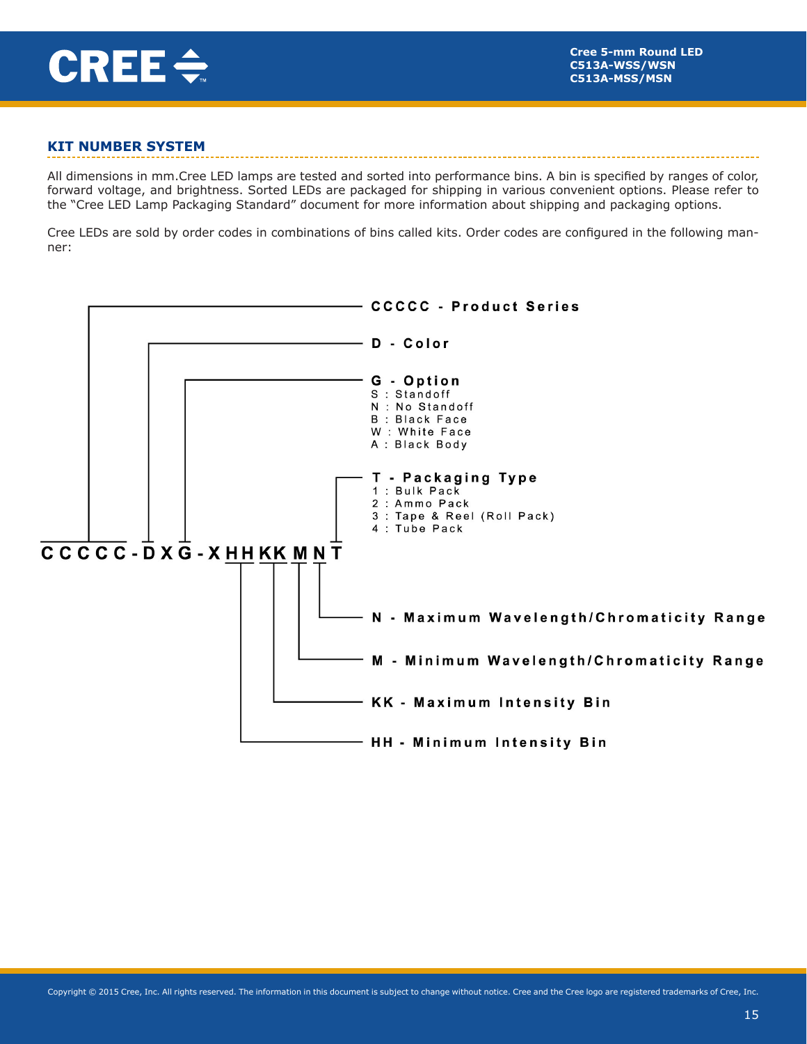## KIT NUMBER SYSTEM

All dimensions in mm.Cree LED lamps are tested and sorted into performance bins. A bin is specified by ranges of color, forward voltage, and brightness. Sorted LEDs are packaged for shipping in various convenient options. Please refer to the "Cree LED Lamp Packaging Standard" document for more information about shipping and packaging options.

Cree LEDs are sold by order codes in combinations of bins called kits. Order codes are configured in the following manner:

**CCCCC-DXG-XHHKKMNT**

- **CCCCC - Product Series**
- **D - Color**
- **G - Option**
  - S : Standoff
  - N : No Standoff
  - B : Black Face
  - W : White Face
  - A : Black Body
- **T - Packaging Type**
  - 1 : Bulk Pack
  - 2 : Ammo Pack
  - 3 : Tape & Reel (Roll Pack)
  - 4 : Tube Pack
- **N - Maximum Wavelength/Chromaticity Range**
- **M - Minimum Wavelength/Chromaticity Range**
- **KK - Maximum Intensity Bin**
- **HH - Minimum Intensity Bin**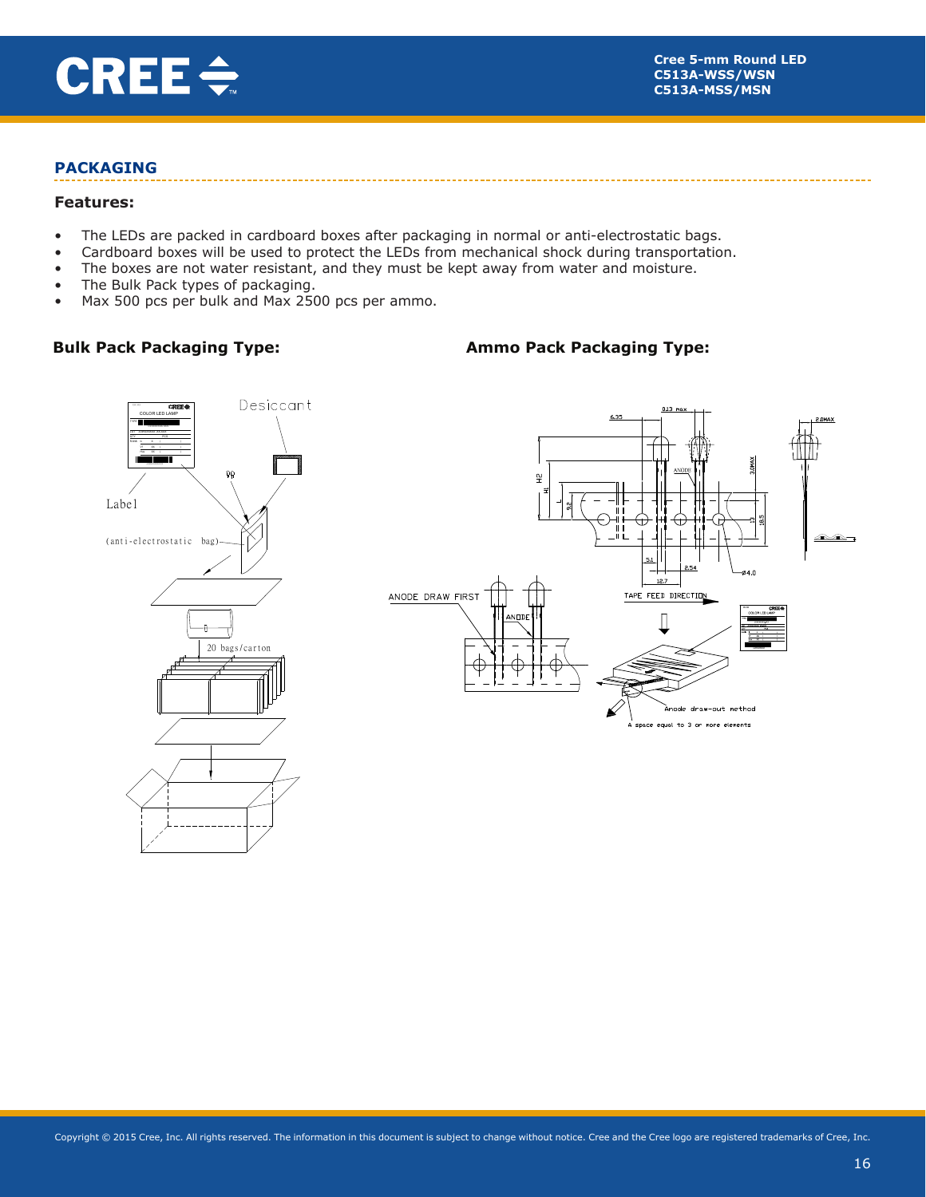## PACKAGING

### Features:

- The LEDs are packed in cardboard boxes after packaging in normal or anti-electrostatic bags.
- Cardboard boxes will be used to protect the LEDs from mechanical shock during transportation.
- The boxes are not water resistant, and they must be kept away from water and moisture.
- The Bulk Pack types of packaging.
- Max 500 pcs per bulk and Max 2500 pcs per ammo.

### Bulk Pack Packaging Type:

Desiccant

Label

(anti-electrostatic bag)

20 bags/carton

### Ammo Pack Packaging Type:

6.35

0.13 max

2.0MAX

H2

H1

L

9.2

ANODE

3.0MAX

13

18.5

5.1

2.54

12.7

ø4.0

ANODE DRAW FIRST

ANODE

TAPE FEED DIRECTION

Anode draw-out method

A space equal to 3 or more elements